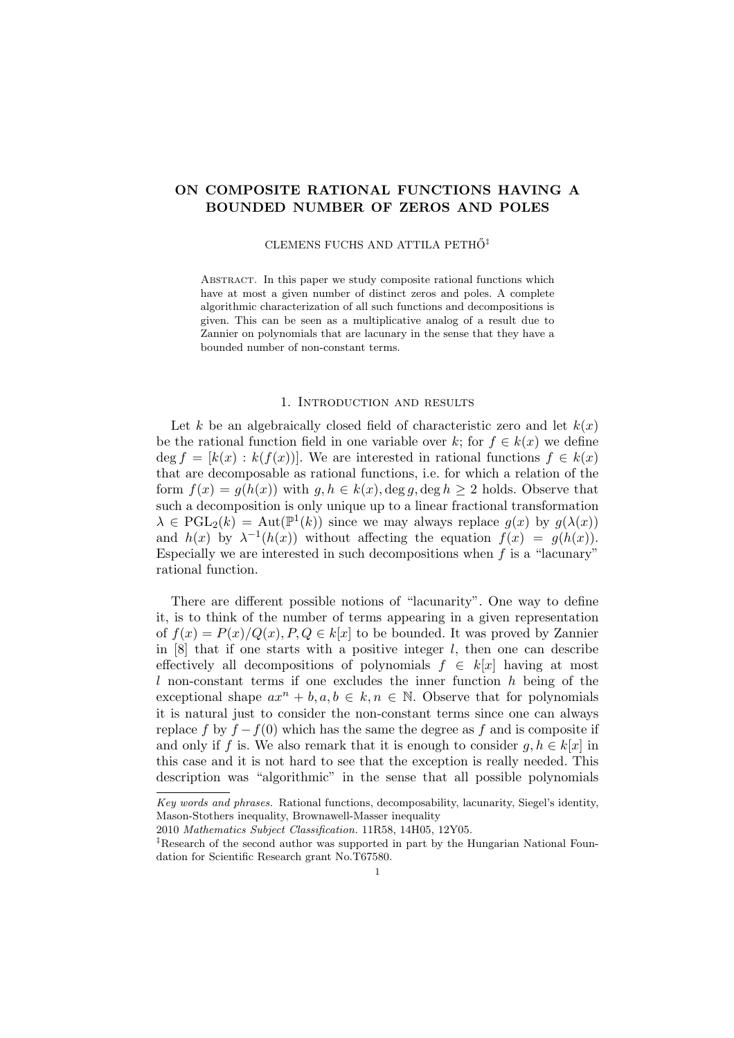# ON COMPOSITE RATIONAL FUNCTIONS HAVING A BOUNDED NUMBER OF ZEROS AND POLES

CLEMENS FUCHS AND ATTILA PETHŐ[‡]

Abstract. In this paper we study composite rational functions which have at most a given number of distinct zeros and poles. A complete algorithmic characterization of all such functions and decompositions is given. This can be seen as a multiplicative analog of a result due to Zannier on polynomials that are lacunary in the sense that they have a bounded number of non-constant terms.

## 1. Introduction and results

Let $k$ be an algebraically closed field of characteristic zero and let $k(x)$ be the rational function field in one variable over $k$; for $f \in k(x)$ we define $\deg f = [k(x) : k(f(x))]$. We are interested in rational functions $f \in k(x)$ that are decomposable as rational functions, i.e. for which a relation of the form $f(x) = g(h(x))$ with $g, h \in k(x), \deg g, \deg h \geq 2$ holds. Observe that such a decomposition is only unique up to a linear fractional transformation $\lambda \in \mathrm{PGL}_2(k) = \mathrm{Aut}(\mathbb{P}^1(k))$ since we may always replace $g(x)$ by $g(\lambda(x))$ and $h(x)$ by $\lambda^{-1}(h(x))$ without affecting the equation $f(x) = g(h(x))$. Especially we are interested in such decompositions when $f$ is a "lacunary" rational function.

There are different possible notions of "lacunarity". One way to define it, is to think of the number of terms appearing in a given representation of $f(x) = P(x)/Q(x), P, Q \in k[x]$ to be bounded. It was proved by Zannier in [8] that if one starts with a positive integer $l$, then one can describe effectively all decompositions of polynomials $f \in k[x]$ having at most $l$ non-constant terms if one excludes the inner function $h$ being of the exceptional shape $ax^n + b, a, b \in k, n \in \mathbb{N}$. Observe that for polynomials it is natural just to consider the non-constant terms since one can always replace $f$ by $f - f(0)$ which has the same the degree as $f$ and is composite if and only if $f$ is. We also remark that it is enough to consider $g, h \in k[x]$ in this case and it is not hard to see that the exception is really needed. This description was "algorithmic" in the sense that all possible polynomials

*Key words and phrases.* Rational functions, decomposability, lacunarity, Siegel's identity, Mason-Stothers inequality, Brownawell-Masser inequality

2010 *Mathematics Subject Classification.* 11R58, 14H05, 12Y05.

[‡]Research of the second author was supported in part by the Hungarian National Foundation for Scientific Research grant No.T67580.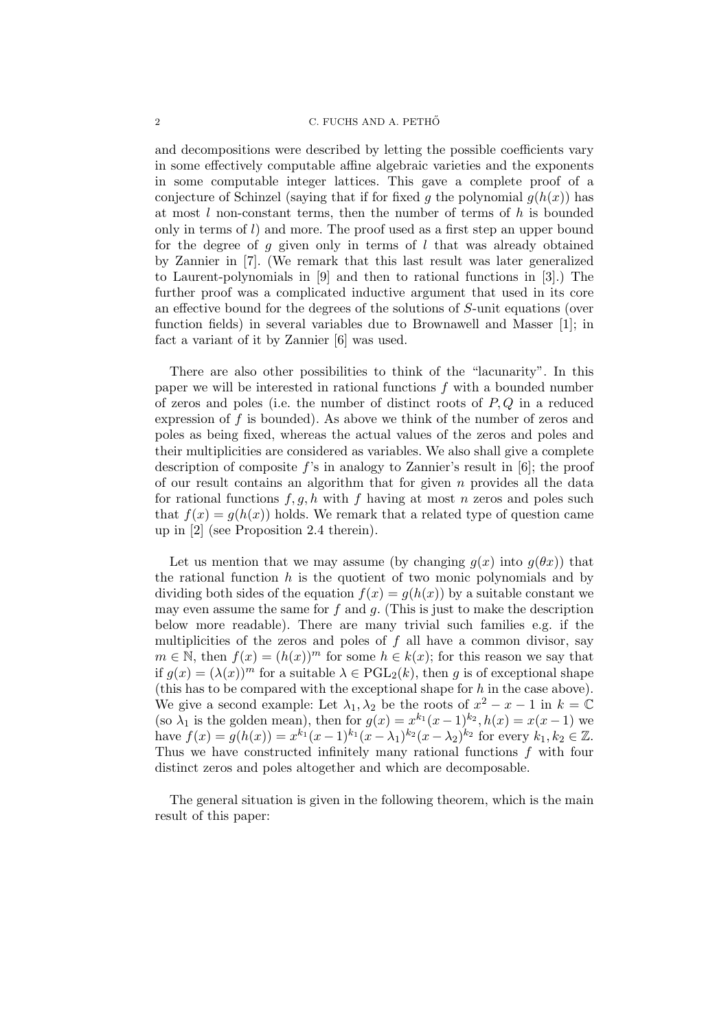and decompositions were described by letting the possible coefficients vary in some effectively computable affine algebraic varieties and the exponents in some computable integer lattices. This gave a complete proof of a conjecture of Schinzel (saying that if for fixed $g$ the polynomial $g(h(x))$ has at most $l$ non-constant terms, then the number of terms of $h$ is bounded only in terms of $l$) and more. The proof used as a first step an upper bound for the degree of $g$ given only in terms of $l$ that was already obtained by Zannier in [7]. (We remark that this last result was later generalized to Laurent-polynomials in [9] and then to rational functions in [3].) The further proof was a complicated inductive argument that used in its core an effective bound for the degrees of the solutions of $S$-unit equations (over function fields) in several variables due to Brownawell and Masser [1]; in fact a variant of it by Zannier [6] was used.

There are also other possibilities to think of the "lacunarity". In this paper we will be interested in rational functions $f$ with a bounded number of zeros and poles (i.e. the number of distinct roots of $P, Q$ in a reduced expression of $f$ is bounded). As above we think of the number of zeros and poles as being fixed, whereas the actual values of the zeros and poles and their multiplicities are considered as variables. We also shall give a complete description of composite $f$'s in analogy to Zannier's result in [6]; the proof of our result contains an algorithm that for given $n$ provides all the data for rational functions $f, g, h$ with $f$ having at most $n$ zeros and poles such that $f(x) = g(h(x))$ holds. We remark that a related type of question came up in [2] (see Proposition 2.4 therein).

Let us mention that we may assume (by changing $g(x)$ into $g(\theta x)$) that the rational function $h$ is the quotient of two monic polynomials and by dividing both sides of the equation $f(x) = g(h(x))$ by a suitable constant we may even assume the same for $f$ and $g$. (This is just to make the description below more readable). There are many trivial such families e.g. if the multiplicities of the zeros and poles of $f$ all have a common divisor, say $m \in \mathbb{N}$, then $f(x) = (h(x))^m$ for some $h \in k(x)$; for this reason we say that if $g(x) = (\lambda(x))^m$ for a suitable $\lambda \in \mathrm{PGL}_2(k)$, then $g$ is of exceptional shape (this has to be compared with the exceptional shape for $h$ in the case above). We give a second example: Let $\lambda_1, \lambda_2$ be the roots of $x^2 - x - 1$ in $k = \mathbb{C}$ (so $\lambda_1$ is the golden mean), then for $g(x) = x^{k_1}(x-1)^{k_2}, h(x) = x(x-1)$ we have $f(x) = g(h(x)) = x^{k_1}(x-1)^{k_1}(x-\lambda_1)^{k_2}(x-\lambda_2)^{k_2}$ for every $k_1, k_2 \in \mathbb{Z}$. Thus we have constructed infinitely many rational functions $f$ with four distinct zeros and poles altogether and which are decomposable.

The general situation is given in the following theorem, which is the main result of this paper: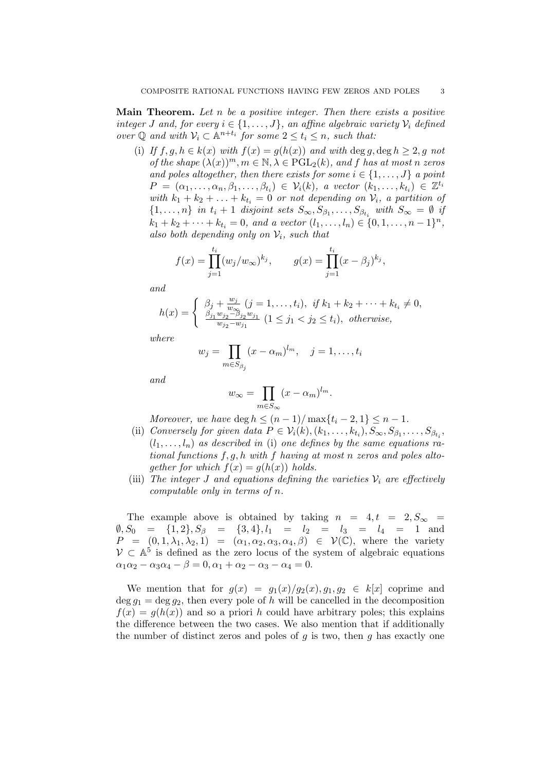**Main Theorem.** *Let $n$ be a positive integer. Then there exists a positive integer $J$ and, for every $i \in \{1, \dots, J\}$, an affine algebraic variety $\mathcal{V}_i$ defined over $\mathbb{Q}$ and with $\mathcal{V}_i \subset \mathbb{A}^{n+t_i}$ for some $2 \le t_i \le n$, such that:*

(i) *If $f, g, h \in k(x)$ with $f(x) = g(h(x))$ and with $\deg g, \deg h \ge 2$, $g$ not of the shape $(\lambda(x))^m, m \in \mathbb{N}, \lambda \in \mathrm{PGL}_2(k)$, and $f$ has at most $n$ zeros and poles altogether, then there exists for some $i \in \{1, \dots, J\}$ a point $P = (\alpha_1, \dots, \alpha_n, \beta_1, \dots, \beta_{t_i}) \in \mathcal{V}_i(k)$, a vector $(k_1, \dots, k_{t_i}) \in \mathbb{Z}^{t_i}$ with $k_1 + k_2 + \ldots + k_{t_i} = 0$ or not depending on $\mathcal{V}_i$, a partition of $\{1, \dots, n\}$ in $t_i + 1$ disjoint sets $S_\infty, S_{\beta_1}, \dots, S_{\beta_{t_i}}$ with $S_\infty = \emptyset$ if $k_1 + k_2 + \cdots + k_{t_i} = 0$, and a vector $(l_1, \dots, l_n) \in \{0, 1, \dots, n-1\}^n$, also both depending only on $\mathcal{V}_i$, such that*

$$f(x) = \prod_{j=1}^{t_i} (w_j / w_\infty)^{k_j}, \qquad g(x) = \prod_{j=1}^{t_i} (x - \beta_j)^{k_j},$$

*and*

$$h(x) = \begin{cases} \beta_j + \frac{w_j}{w_\infty} \ (j = 1, \dots, t_i), & \text{if } k_1 + k_2 + \cdots + k_{t_i} \neq 0, \\ \frac{\beta_{j_1} w_{j_2} - \beta_{j_2} w_{j_1}}{w_{j_2} - w_{j_1}} \ (1 \le j_1 < j_2 \le t_i), & \text{otherwise,} \end{cases}$$

*where*

$$w_j = \prod_{m \in S_{\beta_j}} (x - \alpha_m)^{l_m}, \quad j = 1, \dots, t_i$$

*and*

$$w_\infty = \prod_{m \in S_\infty} (x - \alpha_m)^{l_m}.$$

*Moreover, we have $\deg h \le (n-1)/\max\{t_i - 2, 1\} \le n - 1$.*

(ii) *Conversely for given data $P \in \mathcal{V}_i(k), (k_1, \dots, k_{t_i}), S_\infty, S_{\beta_1}, \dots, S_{\beta_{t_i}}$, $(l_1, \dots, l_n)$ as described in* (i) *one defines by the same equations rational functions $f, g, h$ with $f$ having at most $n$ zeros and poles altogether for which $f(x) = g(h(x))$ holds.*

(iii) *The integer $J$ and equations defining the varieties $\mathcal{V}_i$ are effectively computable only in terms of $n$.*

The example above is obtained by taking $n = 4, t = 2, S_\infty = \emptyset, S_0 = \{1, 2\}, S_\beta = \{3, 4\}, l_1 = l_2 = l_3 = l_4 = 1$ and $P = (0, 1, \lambda_1, \lambda_2, 1) = (\alpha_1, \alpha_2, \alpha_3, \alpha_4, \beta) \in \mathcal{V}(\mathbb{C})$, where the variety $\mathcal{V} \subset \mathbb{A}^5$ is defined as the zero locus of the system of algebraic equations $\alpha_1\alpha_2 - \alpha_3\alpha_4 - \beta = 0, \alpha_1 + \alpha_2 - \alpha_3 - \alpha_4 = 0$.

We mention that for $g(x) = g_1(x)/g_2(x), g_1, g_2 \in k[x]$ coprime and $\deg g_1 = \deg g_2$, then every pole of $h$ will be cancelled in the decomposition $f(x) = g(h(x))$ and so a priori $h$ could have arbitrary poles; this explains the difference between the two cases. We also mention that if additionally the number of distinct zeros and poles of $g$ is two, then $g$ has exactly one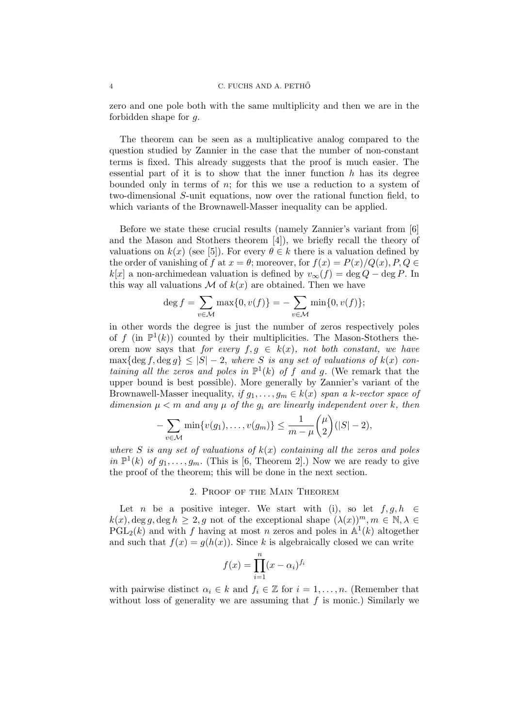zero and one pole both with the same multiplicity and then we are in the forbidden shape for $g$.

The theorem can be seen as a multiplicative analog compared to the question studied by Zannier in the case that the number of non-constant terms is fixed. This already suggests that the proof is much easier. The essential part of it is to show that the inner function $h$ has its degree bounded only in terms of $n$; for this we use a reduction to a system of two-dimensional $S$-unit equations, now over the rational function field, to which variants of the Brownawell-Masser inequality can be applied.

Before we state these crucial results (namely Zannier's variant from [6] and the Mason and Stothers theorem [4]), we briefly recall the theory of valuations on $k(x)$ (see [5]). For every $\theta \in k$ there is a valuation defined by the order of vanishing of $f$ at $x = \theta$; moreover, for $f(x) = P(x)/Q(x), P, Q \in k[x]$ a non-archimedean valuation is defined by $v_\infty(f) = \deg Q - \deg P$. In this way all valuations $\mathcal{M}$ of $k(x)$ are obtained. Then we have

$$\deg f = \sum_{v \in \mathcal{M}} \max\{0, v(f)\} = -\sum_{v \in \mathcal{M}} \min\{0, v(f)\};$$

in other words the degree is just the number of zeros respectively poles of $f$ (in $\mathbb{P}^1(k)$) counted by their multiplicities. The Mason-Stothers theorem now says that *for every $f, g \in k(x)$, not both constant, we have $\max\{\deg f, \deg g\} \leq |S| - 2$, where $S$ is any set of valuations of $k(x)$ containing all the zeros and poles in $\mathbb{P}^1(k)$ of $f$ and $g$.* (We remark that the upper bound is best possible). More generally by Zannier's variant of the Brownawell-Masser inequality, *if $g_1, \ldots, g_m \in k(x)$ span a $k$-vector space of dimension $\mu < m$ and any $\mu$ of the $g_i$ are linearly independent over $k$, then*

$$-\sum_{v \in \mathcal{M}} \min\{v(g_1), \ldots, v(g_m)\} \leq \frac{1}{m - \mu}\binom{\mu}{2}(|S| - 2),$$

*where $S$ is any set of valuations of $k(x)$ containing all the zeros and poles in $\mathbb{P}^1(k)$ of $g_1, \ldots, g_m$.* (This is [6, Theorem 2].) Now we are ready to give the proof of the theorem; this will be done in the next section.

## 2. Proof of the Main Theorem

Let $n$ be a positive integer. We start with (i), so let $f, g, h \in k(x), \deg g, \deg h \geq 2, g$ not of the exceptional shape $(\lambda(x))^m, m \in \mathbb{N}, \lambda \in \mathrm{PGL}_2(k)$ and with $f$ having at most $n$ zeros and poles in $\mathbb{A}^1(k)$ altogether and such that $f(x) = g(h(x))$. Since $k$ is algebraically closed we can write

$$f(x) = \prod_{i=1}^{n} (x - \alpha_i)^{f_i}$$

with pairwise distinct $\alpha_i \in k$ and $f_i \in \mathbb{Z}$ for $i = 1, \ldots, n$. (Remember that without loss of generality we are assuming that $f$ is monic.) Similarly we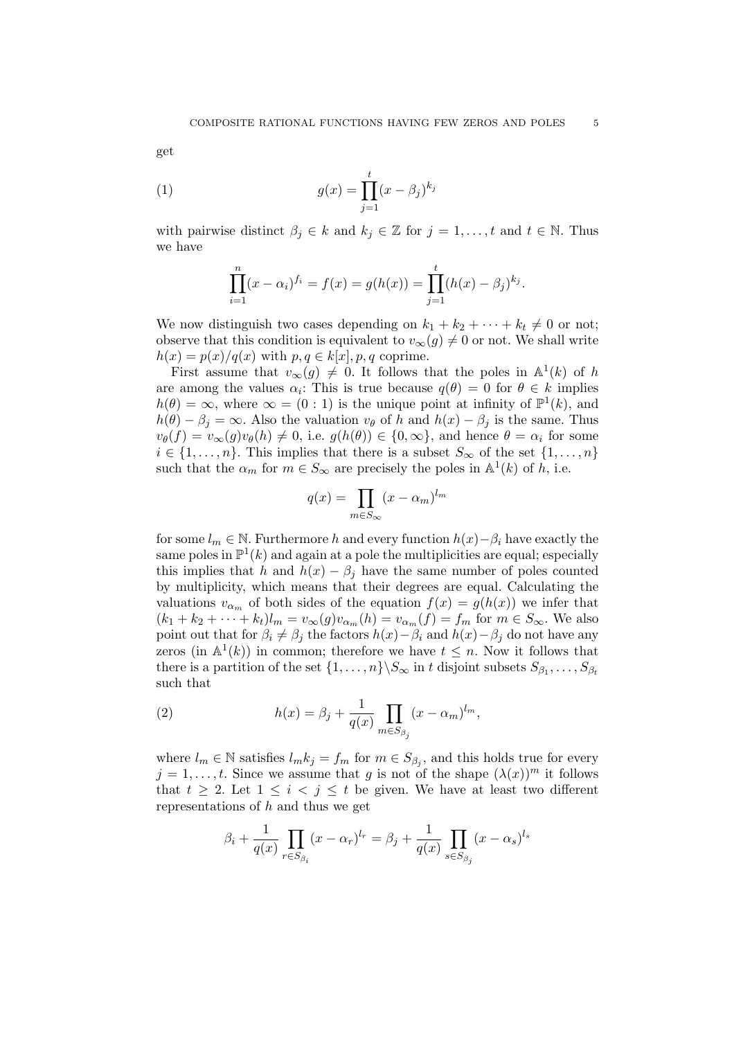get

$$g(x) = \prod_{j=1}^{t} (x - \beta_j)^{k_j} \tag{1}$$

with pairwise distinct $\beta_j \in k$ and $k_j \in \mathbb{Z}$ for $j = 1, \ldots, t$ and $t \in \mathbb{N}$. Thus we have

$$\prod_{i=1}^{n} (x - \alpha_i)^{f_i} = f(x) = g(h(x)) = \prod_{j=1}^{t} (h(x) - \beta_j)^{k_j}.$$

We now distinguish two cases depending on $k_1 + k_2 + \cdots + k_t \neq 0$ or not; observe that this condition is equivalent to $v_\infty(g) \neq 0$ or not. We shall write $h(x) = p(x)/q(x)$ with $p, q \in k[x], p, q$ coprime.

First assume that $v_\infty(g) \neq 0$. It follows that the poles in $\mathbb{A}^1(k)$ of $h$ are among the values $\alpha_i$: This is true because $q(\theta) = 0$ for $\theta \in k$ implies $h(\theta) = \infty$, where $\infty = (0 : 1)$ is the unique point at infinity of $\mathbb{P}^1(k)$, and $h(\theta) - \beta_j = \infty$. Also the valuation $v_\theta$ of $h$ and $h(x) - \beta_j$ is the same. Thus $v_\theta(f) = v_\infty(g)v_\theta(h) \neq 0$, i.e. $g(h(\theta)) \in \{0, \infty\}$, and hence $\theta = \alpha_i$ for some $i \in \{1, \ldots, n\}$. This implies that there is a subset $S_\infty$ of the set $\{1, \ldots, n\}$ such that the $\alpha_m$ for $m \in S_\infty$ are precisely the poles in $\mathbb{A}^1(k)$ of $h$, i.e.

$$q(x) = \prod_{m \in S_\infty} (x - \alpha_m)^{l_m}$$

for some $l_m \in \mathbb{N}$. Furthermore $h$ and every function $h(x) - \beta_i$ have exactly the same poles in $\mathbb{P}^1(k)$ and again at a pole the multiplicities are equal; especially this implies that $h$ and $h(x) - \beta_j$ have the same number of poles counted by multiplicity, which means that their degrees are equal. Calculating the valuations $v_{\alpha_m}$ of both sides of the equation $f(x) = g(h(x))$ we infer that $(k_1 + k_2 + \cdots + k_t)l_m = v_\infty(g)v_{\alpha_m}(h) = v_{\alpha_m}(f) = f_m$ for $m \in S_\infty$. We also point out that for $\beta_i \neq \beta_j$ the factors $h(x) - \beta_i$ and $h(x) - \beta_j$ do not have any zeros (in $\mathbb{A}^1(k)$) in common; therefore we have $t \leq n$. Now it follows that there is a partition of the set $\{1, \ldots, n\} \backslash S_\infty$ in $t$ disjoint subsets $S_{\beta_1}, \ldots, S_{\beta_t}$ such that

$$h(x) = \beta_j + \frac{1}{q(x)} \prod_{m \in S_{\beta_j}} (x - \alpha_m)^{l_m}, \tag{2}$$

where $l_m \in \mathbb{N}$ satisfies $l_m k_j = f_m$ for $m \in S_{\beta_j}$, and this holds true for every $j = 1, \ldots, t$. Since we assume that $g$ is not of the shape $(\lambda(x))^m$ it follows that $t \geq 2$. Let $1 \leq i < j \leq t$ be given. We have at least two different representations of $h$ and thus we get

$$\beta_i + \frac{1}{q(x)} \prod_{r \in S_{\beta_i}} (x - \alpha_r)^{l_r} = \beta_j + \frac{1}{q(x)} \prod_{s \in S_{\beta_j}} (x - \alpha_s)^{l_s}$$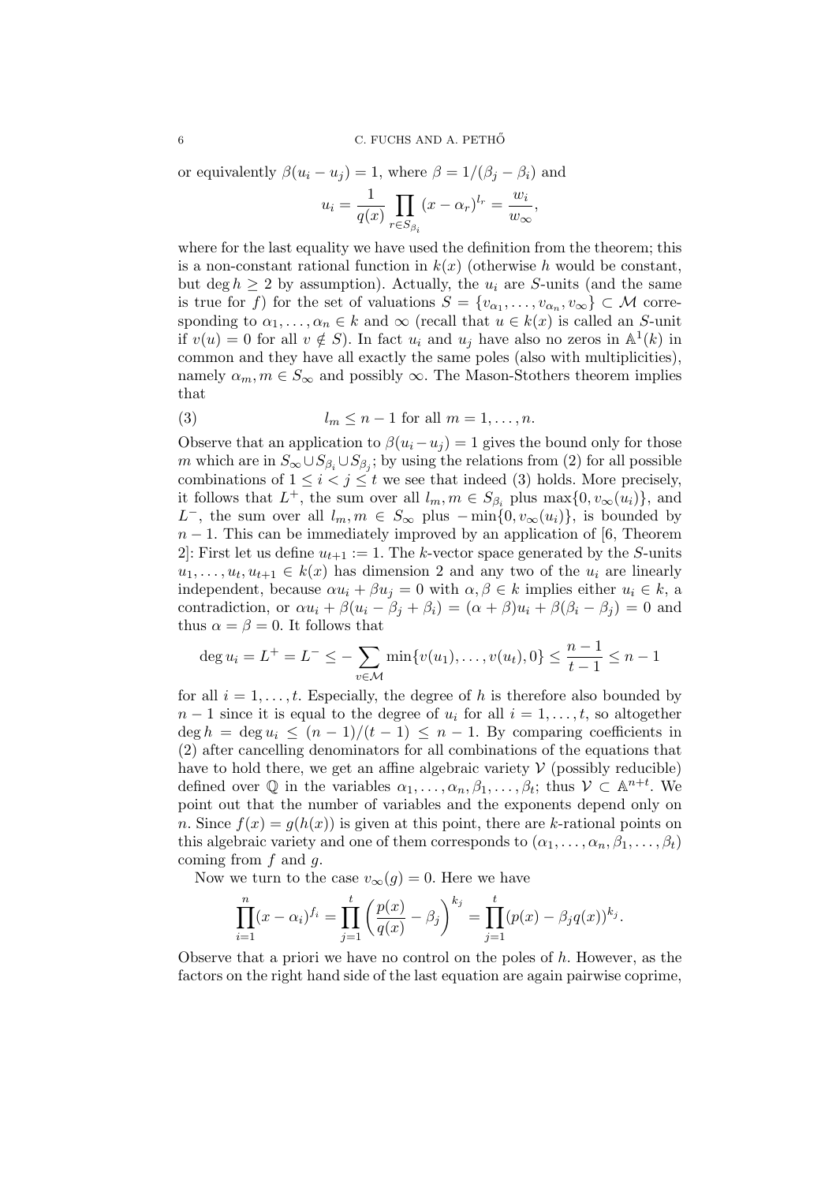or equivalently $\beta(u_i - u_j) = 1$, where $\beta = 1/(\beta_j - \beta_i)$ and

$$u_i = \frac{1}{q(x)} \prod_{r \in S_{\beta_i}} (x - \alpha_r)^{l_r} = \frac{w_i}{w_\infty},$$

where for the last equality we have used the definition from the theorem; this is a non-constant rational function in $k(x)$ (otherwise $h$ would be constant, but $\deg h \geq 2$ by assumption). Actually, the $u_i$ are $S$-units (and the same is true for $f$) for the set of valuations $S = \{v_{\alpha_1}, \ldots, v_{\alpha_n}, v_\infty\} \subset \mathcal{M}$ corresponding to $\alpha_1, \ldots, \alpha_n \in k$ and $\infty$ (recall that $u \in k(x)$ is called an $S$-unit if $v(u) = 0$ for all $v \notin S$). In fact $u_i$ and $u_j$ have also no zeros in $\mathbb{A}^1(k)$ in common and they have all exactly the same poles (also with multiplicities), namely $\alpha_m, m \in S_\infty$ and possibly $\infty$. The Mason-Stothers theorem implies that

$$l_m \leq n - 1 \text{ for all } m = 1, \ldots, n. \tag{3}$$

Observe that an application to $\beta(u_i - u_j) = 1$ gives the bound only for those $m$ which are in $S_\infty \cup S_{\beta_i} \cup S_{\beta_j}$; by using the relations from (2) for all possible combinations of $1 \leq i < j \leq t$ we see that indeed (3) holds. More precisely, it follows that $L^+$, the sum over all $l_m, m \in S_{\beta_i}$ plus $\max\{0, v_\infty(u_i)\}$, and $L^-$, the sum over all $l_m, m \in S_\infty$ plus $-\min\{0, v_\infty(u_i)\}$, is bounded by $n - 1$. This can be immediately improved by an application of [6, Theorem 2]: First let us define $u_{t+1} := 1$. The $k$-vector space generated by the $S$-units $u_1, \ldots, u_t, u_{t+1} \in k(x)$ has dimension 2 and any two of the $u_i$ are linearly independent, because $\alpha u_i + \beta u_j = 0$ with $\alpha, \beta \in k$ implies either $u_i \in k$, a contradiction, or $\alpha u_i + \beta(u_i - \beta_j + \beta_i) = (\alpha + \beta)u_i + \beta(\beta_i - \beta_j) = 0$ and thus $\alpha = \beta = 0$. It follows that

$$\deg u_i = L^+ = L^- \leq -\sum_{v \in \mathcal{M}} \min\{v(u_1), \ldots, v(u_t), 0\} \leq \frac{n-1}{t-1} \leq n - 1$$

for all $i = 1, \ldots, t$. Especially, the degree of $h$ is therefore also bounded by $n - 1$ since it is equal to the degree of $u_i$ for all $i = 1, \ldots, t$, so altogether $\deg h = \deg u_i \leq (n-1)/(t-1) \leq n - 1$. By comparing coefficients in (2) after cancelling denominators for all combinations of the equations that have to hold there, we get an affine algebraic variety $\mathcal{V}$ (possibly reducible) defined over $\mathbb{Q}$ in the variables $\alpha_1, \ldots, \alpha_n, \beta_1, \ldots, \beta_t$; thus $\mathcal{V} \subset \mathbb{A}^{n+t}$. We point out that the number of variables and the exponents depend only on $n$. Since $f(x) = g(h(x))$ is given at this point, there are $k$-rational points on this algebraic variety and one of them corresponds to $(\alpha_1, \ldots, \alpha_n, \beta_1, \ldots, \beta_t)$ coming from $f$ and $g$.

Now we turn to the case $v_\infty(g) = 0$. Here we have

$$\prod_{i=1}^{n} (x - \alpha_i)^{f_i} = \prod_{j=1}^{t} \left( \frac{p(x)}{q(x)} - \beta_j \right)^{k_j} = \prod_{j=1}^{t} (p(x) - \beta_j q(x))^{k_j}.$$

Observe that a priori we have no control on the poles of $h$. However, as the factors on the right hand side of the last equation are again pairwise coprime,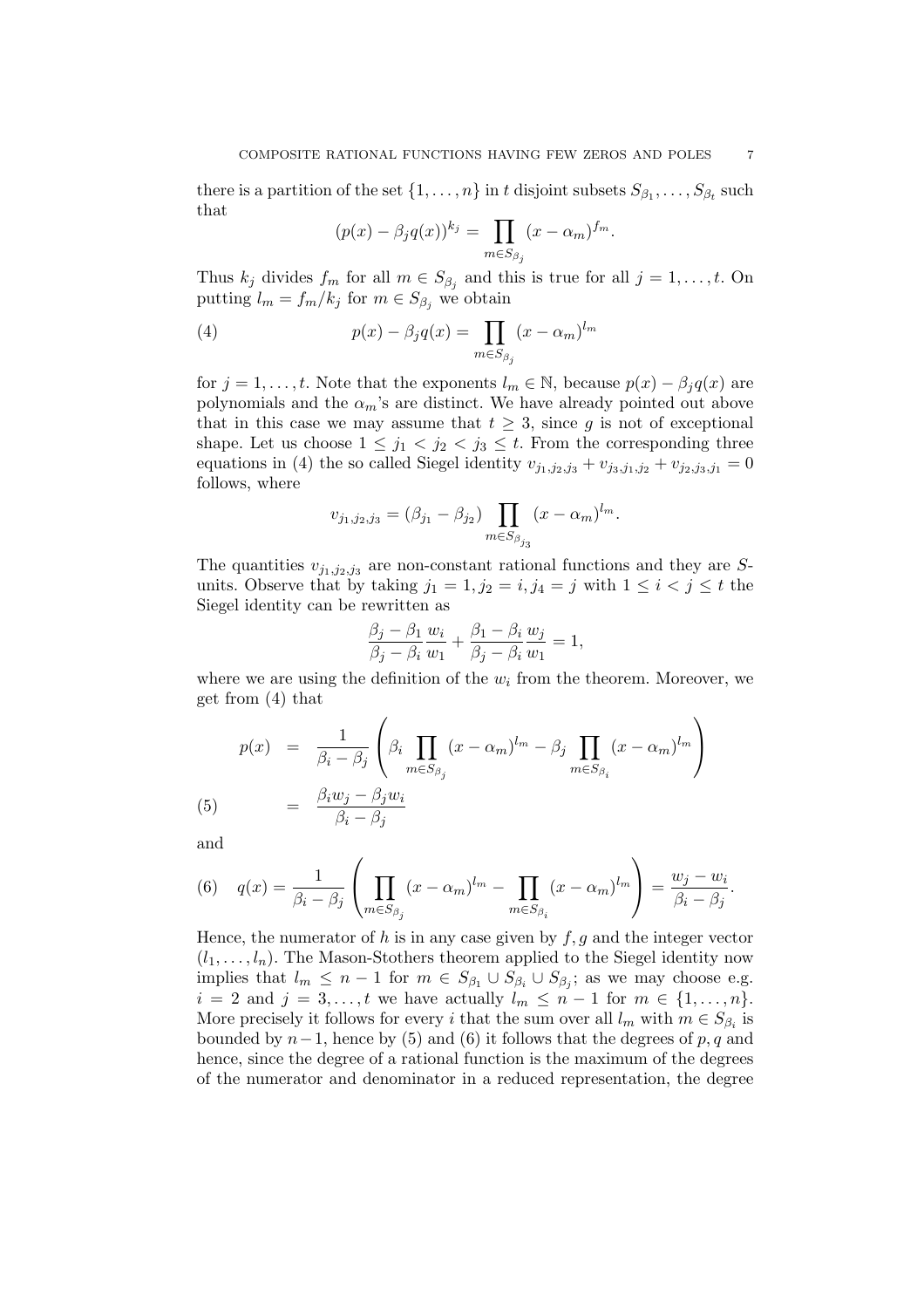there is a partition of the set $\{1, \dots, n\}$ in $t$ disjoint subsets $S_{\beta_1}, \dots, S_{\beta_t}$ such that

$$(p(x) - \beta_j q(x))^{k_j} = \prod_{m \in S_{\beta_j}} (x - \alpha_m)^{f_m}.$$

Thus $k_j$ divides $f_m$ for all $m \in S_{\beta_j}$ and this is true for all $j = 1, \dots, t$. On putting $l_m = f_m/k_j$ for $m \in S_{\beta_j}$ we obtain

$$p(x) - \beta_j q(x) = \prod_{m \in S_{\beta_j}} (x - \alpha_m)^{l_m} \tag{4}$$

for $j = 1, \dots, t$. Note that the exponents $l_m \in \mathbb{N}$, because $p(x) - \beta_j q(x)$ are polynomials and the $\alpha_m$'s are distinct. We have already pointed out above that in this case we may assume that $t \geq 3$, since $g$ is not of exceptional shape. Let us choose $1 \leq j_1 < j_2 < j_3 \leq t$. From the corresponding three equations in (4) the so called Siegel identity $v_{j_1,j_2,j_3} + v_{j_3,j_1,j_2} + v_{j_2,j_3,j_1} = 0$ follows, where

$$v_{j_1,j_2,j_3} = (\beta_{j_1} - \beta_{j_2}) \prod_{m \in S_{\beta_{j_3}}} (x - \alpha_m)^{l_m}.$$

The quantities $v_{j_1,j_2,j_3}$ are non-constant rational functions and they are $S$-units. Observe that by taking $j_1 = 1, j_2 = i, j_4 = j$ with $1 \leq i < j \leq t$ the Siegel identity can be rewritten as

$$\frac{\beta_j - \beta_1}{\beta_j - \beta_i} \frac{w_i}{w_1} + \frac{\beta_1 - \beta_i}{\beta_j - \beta_i} \frac{w_j}{w_1} = 1,$$

where we are using the definition of the $w_i$ from the theorem. Moreover, we get from (4) that

$$\begin{aligned} p(x) &= \frac{1}{\beta_i - \beta_j} \left( \beta_i \prod_{m \in S_{\beta_j}} (x - \alpha_m)^{l_m} - \beta_j \prod_{m \in S_{\beta_i}} (x - \alpha_m)^{l_m} \right) \\ &= \frac{\beta_i w_j - \beta_j w_i}{\beta_i - \beta_j} \end{aligned} \tag{5}$$

and

$$q(x) = \frac{1}{\beta_i - \beta_j} \left( \prod_{m \in S_{\beta_j}} (x - \alpha_m)^{l_m} - \prod_{m \in S_{\beta_i}} (x - \alpha_m)^{l_m} \right) = \frac{w_j - w_i}{\beta_i - \beta_j}. \tag{6}$$

Hence, the numerator of $h$ is in any case given by $f, g$ and the integer vector $(l_1, \dots, l_n)$. The Mason-Stothers theorem applied to the Siegel identity now implies that $l_m \leq n - 1$ for $m \in S_{\beta_1} \cup S_{\beta_i} \cup S_{\beta_j}$; as we may choose e.g. $i = 2$ and $j = 3, \dots, t$ we have actually $l_m \leq n - 1$ for $m \in \{1, \dots, n\}$. More precisely it follows for every $i$ that the sum over all $l_m$ with $m \in S_{\beta_i}$ is bounded by $n-1$, hence by (5) and (6) it follows that the degrees of $p, q$ and hence, since the degree of a rational function is the maximum of the degrees of the numerator and denominator in a reduced representation, the degree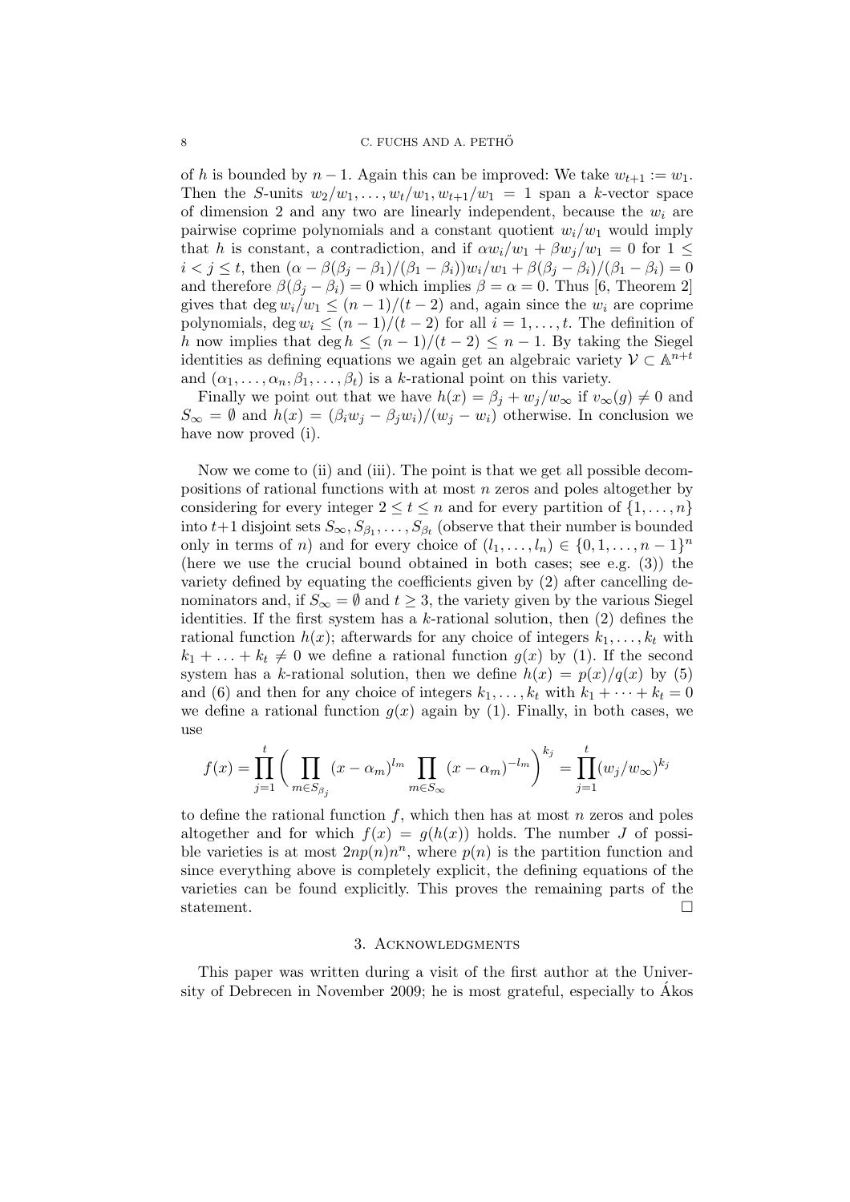of $h$ is bounded by $n-1$. Again this can be improved: We take $w_{t+1} := w_1$. Then the $S$-units $w_2/w_1, \ldots, w_t/w_1, w_{t+1}/w_1 = 1$ span a $k$-vector space of dimension 2 and any two are linearly independent, because the $w_i$ are pairwise coprime polynomials and a constant quotient $w_i/w_1$ would imply that $h$ is constant, a contradiction, and if $\alpha w_i/w_1 + \beta w_j/w_1 = 0$ for $1 \leq i < j \leq t$, then $(\alpha - \beta(\beta_j - \beta_1)/(\beta_1 - \beta_i))w_i/w_1 + \beta(\beta_j - \beta_i)/(\beta_1 - \beta_i) = 0$ and therefore $\beta(\beta_j - \beta_i) = 0$ which implies $\beta = \alpha = 0$. Thus [6, Theorem 2] gives that $\deg w_i/w_1 \leq (n-1)/(t-2)$ and, again since the $w_i$ are coprime polynomials, $\deg w_i \leq (n-1)/(t-2)$ for all $i = 1, \ldots, t$. The definition of $h$ now implies that $\deg h \leq (n-1)/(t-2) \leq n-1$. By taking the Siegel identities as defining equations we again get an algebraic variety $\mathcal{V} \subset \mathbb{A}^{n+t}$ and $(\alpha_1, \ldots, \alpha_n, \beta_1, \ldots, \beta_t)$ is a $k$-rational point on this variety.

Finally we point out that we have $h(x) = \beta_j + w_j/w_\infty$ if $v_\infty(g) \neq 0$ and $S_\infty = \emptyset$ and $h(x) = (\beta_i w_j - \beta_j w_i)/(w_j - w_i)$ otherwise. In conclusion we have now proved (i).

Now we come to (ii) and (iii). The point is that we get all possible decompositions of rational functions with at most $n$ zeros and poles altogether by considering for every integer $2 \leq t \leq n$ and for every partition of $\{1, \ldots, n\}$ into $t+1$ disjoint sets $S_\infty, S_{\beta_1}, \ldots, S_{\beta_t}$ (observe that their number is bounded only in terms of $n$) and for every choice of $(l_1, \ldots, l_n) \in \{0, 1, \ldots, n-1\}^n$ (here we use the crucial bound obtained in both cases; see e.g. (3)) the variety defined by equating the coefficients given by (2) after cancelling denominators and, if $S_\infty = \emptyset$ and $t \geq 3$, the variety given by the various Siegel identities. If the first system has a $k$-rational solution, then (2) defines the rational function $h(x)$; afterwards for any choice of integers $k_1, \ldots, k_t$ with $k_1 + \ldots + k_t \neq 0$ we define a rational function $g(x)$ by (1). If the second system has a $k$-rational solution, then we define $h(x) = p(x)/q(x)$ by (5) and (6) and then for any choice of integers $k_1, \ldots, k_t$ with $k_1 + \cdots + k_t = 0$ we define a rational function $g(x)$ again by (1). Finally, in both cases, we use

$$f(x) = \prod_{j=1}^{t} \left( \prod_{m \in S_{\beta_j}} (x - \alpha_m)^{l_m} \prod_{m \in S_\infty} (x - \alpha_m)^{-l_m} \right)^{k_j} = \prod_{j=1}^{t} (w_j/w_\infty)^{k_j}$$

to define the rational function $f$, which then has at most $n$ zeros and poles altogether and for which $f(x) = g(h(x))$ holds. The number $J$ of possible varieties is at most $2np(n)n^n$, where $p(n)$ is the partition function and since everything above is completely explicit, the defining equations of the varieties can be found explicitly. This proves the remaining parts of the statement. $\square$

## 3. Acknowledgments

This paper was written during a visit of the first author at the University of Debrecen in November 2009; he is most grateful, especially to Ákos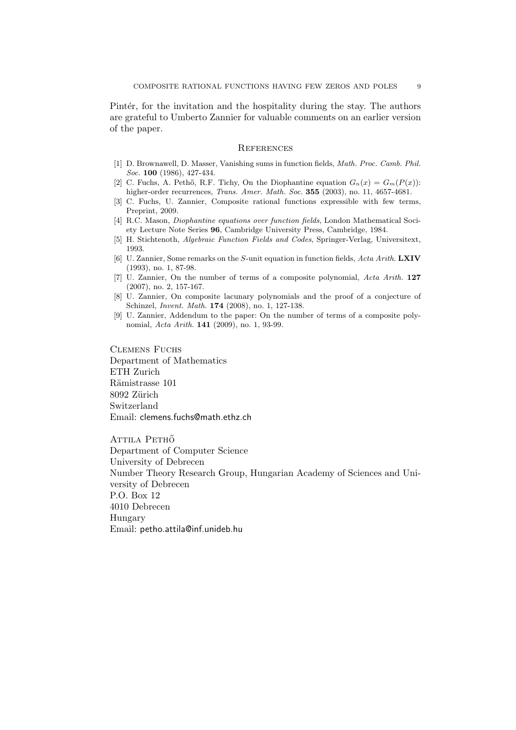Pintér, for the invitation and the hospitality during the stay. The authors are grateful to Umberto Zannier for valuable comments on an earlier version of the paper.

## References

[1] D. Brownawell, D. Masser, Vanishing sums in function fields, *Math. Proc. Camb. Phil. Soc.* **100** (1986), 427-434.

[2] C. Fuchs, A. Pethő, R.F. Tichy, On the Diophantine equation $G_n(x) = G_m(P(x))$: higher-order recurrences, *Trans. Amer. Math. Soc.* **355** (2003), no. 11, 4657-4681.

[3] C. Fuchs, U. Zannier, Composite rational functions expressible with few terms, Preprint, 2009.

[4] R.C. Mason, *Diophantine equations over function fields*, London Mathematical Society Lecture Note Series **96**, Cambridge University Press, Cambridge, 1984.

[5] H. Stichtenoth, *Algebraic Function Fields and Codes*, Springer-Verlag, Universitext, 1993.

[6] U. Zannier, Some remarks on the $S$-unit equation in function fields, *Acta Arith.* **LXIV** (1993), no. 1, 87-98.

[7] U. Zannier, On the number of terms of a composite polynomial, *Acta Arith.* **127** (2007), no. 2, 157-167.

[8] U. Zannier, On composite lacunary polynomials and the proof of a conjecture of Schinzel, *Invent. Math.* **174** (2008), no. 1, 127-138.

[9] U. Zannier, Addendum to the paper: On the number of terms of a composite polynomial, *Acta Arith.* **141** (2009), no. 1, 93-99.

Clemens Fuchs
Department of Mathematics
ETH Zurich
Rämistrasse 101
8092 Zürich
Switzerland
Email: clemens.fuchs@math.ethz.ch

Attila Pethő
Department of Computer Science
University of Debrecen
Number Theory Research Group, Hungarian Academy of Sciences and University of Debrecen
P.O. Box 12
4010 Debrecen
Hungary
Email: petho.attila@inf.unideb.hu